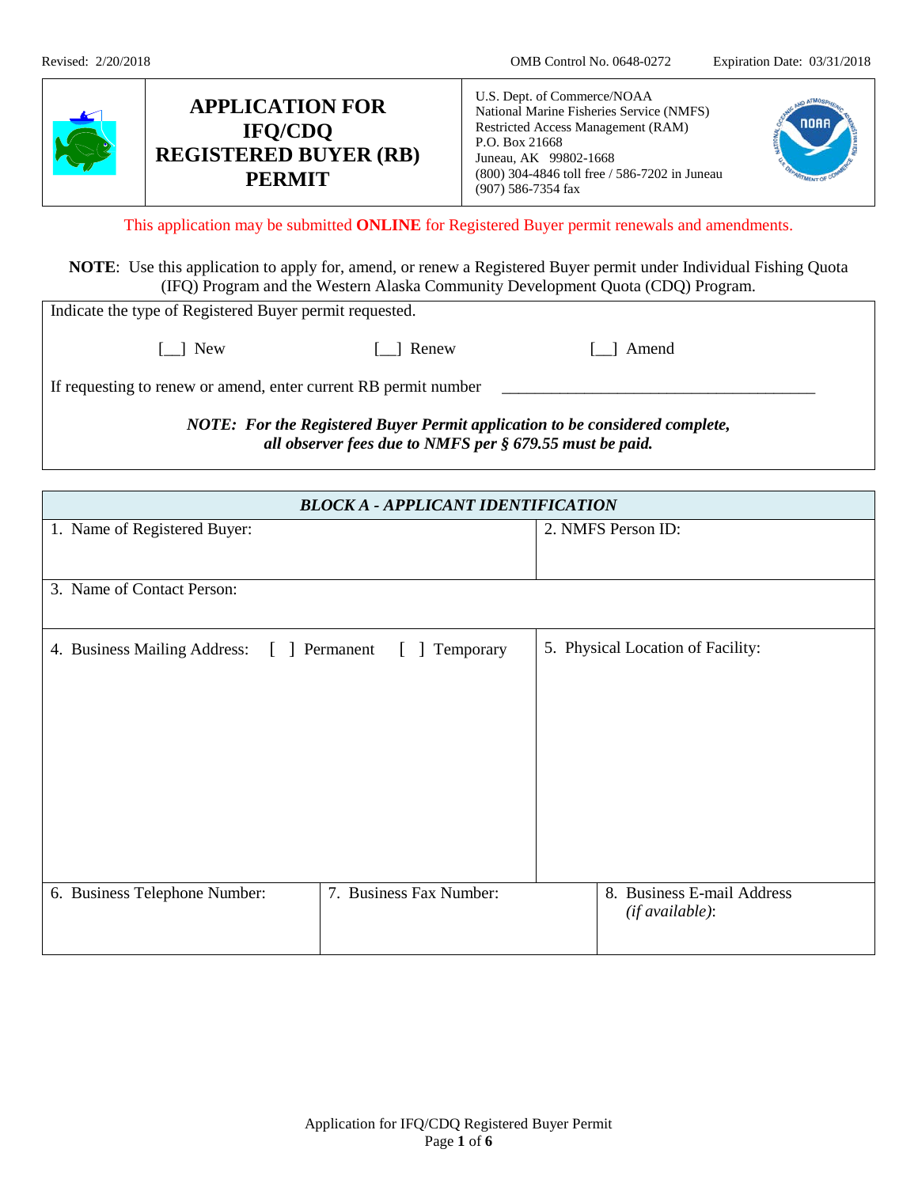Revised: 2/20/2018 OMB Control No. 0648-0272 Expiration Date: 03/31/2018

# APPLICATION FOR IFQ/CDQ REGISTERED BUYER (RB) PERMIT

U.S. Dept. of Commerce/NOAA
National Marine Fisheries Service (NMFS)
Restricted Access Management (RAM)
P.O. Box 21668
Juneau, AK 99802-1668
(800) 304-4846 toll free / 586-7202 in Juneau
(907) 586-7354 fax

This application may be submitted **ONLINE** for Registered Buyer permit renewals and amendments.

**NOTE**: Use this application to apply for, amend, or renew a Registered Buyer permit under Individual Fishing Quota (IFQ) Program and the Western Alaska Community Development Quota (CDQ) Program.

Indicate the type of Registered Buyer permit requested.

[__] New [__] Renew [__] Amend

If requesting to renew or amend, enter current RB permit number ______________________________________

***NOTE: For the Registered Buyer Permit application to be considered complete, all observer fees due to NMFS per § 679.55 must be paid.***

| ***BLOCK A - APPLICANT IDENTIFICATION*** | | |
|---|---|---|
| 1. Name of Registered Buyer: | | 2. NMFS Person ID: |
| 3. Name of Contact Person: | | |
| 4. Business Mailing Address: [ ] Permanent [ ] Temporary | | 5. Physical Location of Facility: |
| 6. Business Telephone Number: | 7. Business Fax Number: | 8. Business E-mail Address *(if available)*: |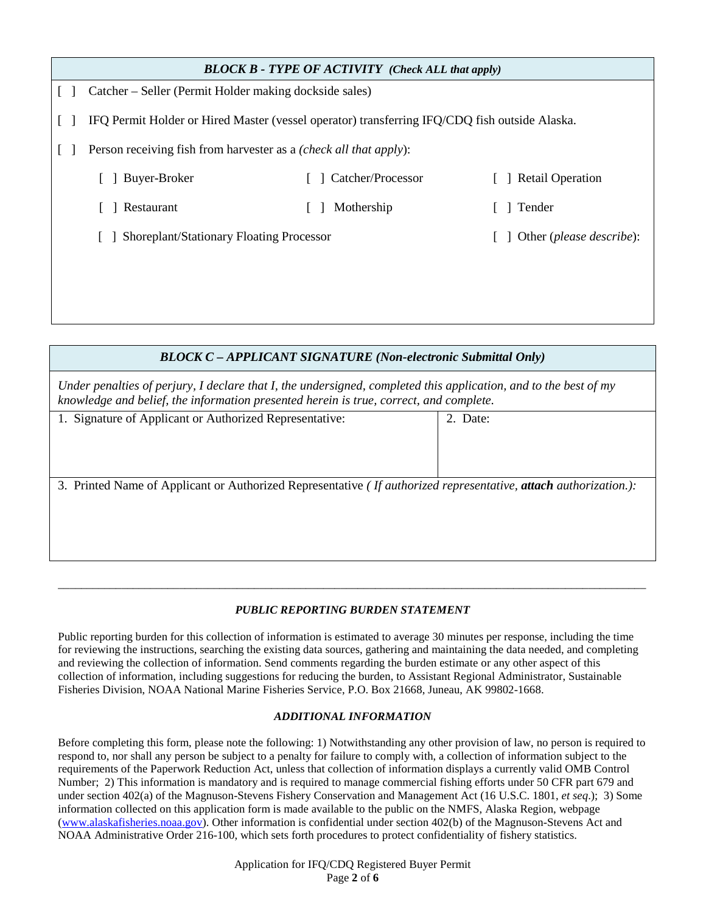## *BLOCK B - TYPE OF ACTIVITY (Check ALL that apply)*

[ ] Catcher – Seller (Permit Holder making dockside sales)

[ ] IFQ Permit Holder or Hired Master (vessel operator) transferring IFQ/CDQ fish outside Alaska.

[ ] Person receiving fish from harvester as a *(check all that apply)*:

| | | |
|---|---|---|
| [ ] Buyer-Broker | [ ] Catcher/Processor | [ ] Retail Operation |
| [ ] Restaurant | [ ] Mothership | [ ] Tender |
| [ ] Shoreplant/Stationary Floating Processor | | [ ] Other (*please describe*): |

## *BLOCK C – APPLICANT SIGNATURE (Non-electronic Submittal Only)*

*Under penalties of perjury, I declare that I, the undersigned, completed this application, and to the best of my knowledge and belief, the information presented herein is true, correct, and complete.*

| 1. Signature of Applicant or Authorized Representative: | 2. Date: |
|---|---|
| | |

3. Printed Name of Applicant or Authorized Representative *( If authorized representative, **attach** authorization.):*

---

### *PUBLIC REPORTING BURDEN STATEMENT*

Public reporting burden for this collection of information is estimated to average 30 minutes per response, including the time for reviewing the instructions, searching the existing data sources, gathering and maintaining the data needed, and completing and reviewing the collection of information. Send comments regarding the burden estimate or any other aspect of this collection of information, including suggestions for reducing the burden, to Assistant Regional Administrator, Sustainable Fisheries Division, NOAA National Marine Fisheries Service, P.O. Box 21668, Juneau, AK 99802-1668.

### *ADDITIONAL INFORMATION*

Before completing this form, please note the following: 1) Notwithstanding any other provision of law, no person is required to respond to, nor shall any person be subject to a penalty for failure to comply with, a collection of information subject to the requirements of the Paperwork Reduction Act, unless that collection of information displays a currently valid OMB Control Number; 2) This information is mandatory and is required to manage commercial fishing efforts under 50 CFR part 679 and under section 402(a) of the Magnuson-Stevens Fishery Conservation and Management Act (16 U.S.C. 1801, *et seq*.); 3) Some information collected on this application form is made available to the public on the NMFS, Alaska Region, webpage (www.alaskafisheries.noaa.gov). Other information is confidential under section 402(b) of the Magnuson-Stevens Act and NOAA Administrative Order 216-100, which sets forth procedures to protect confidentiality of fishery statistics.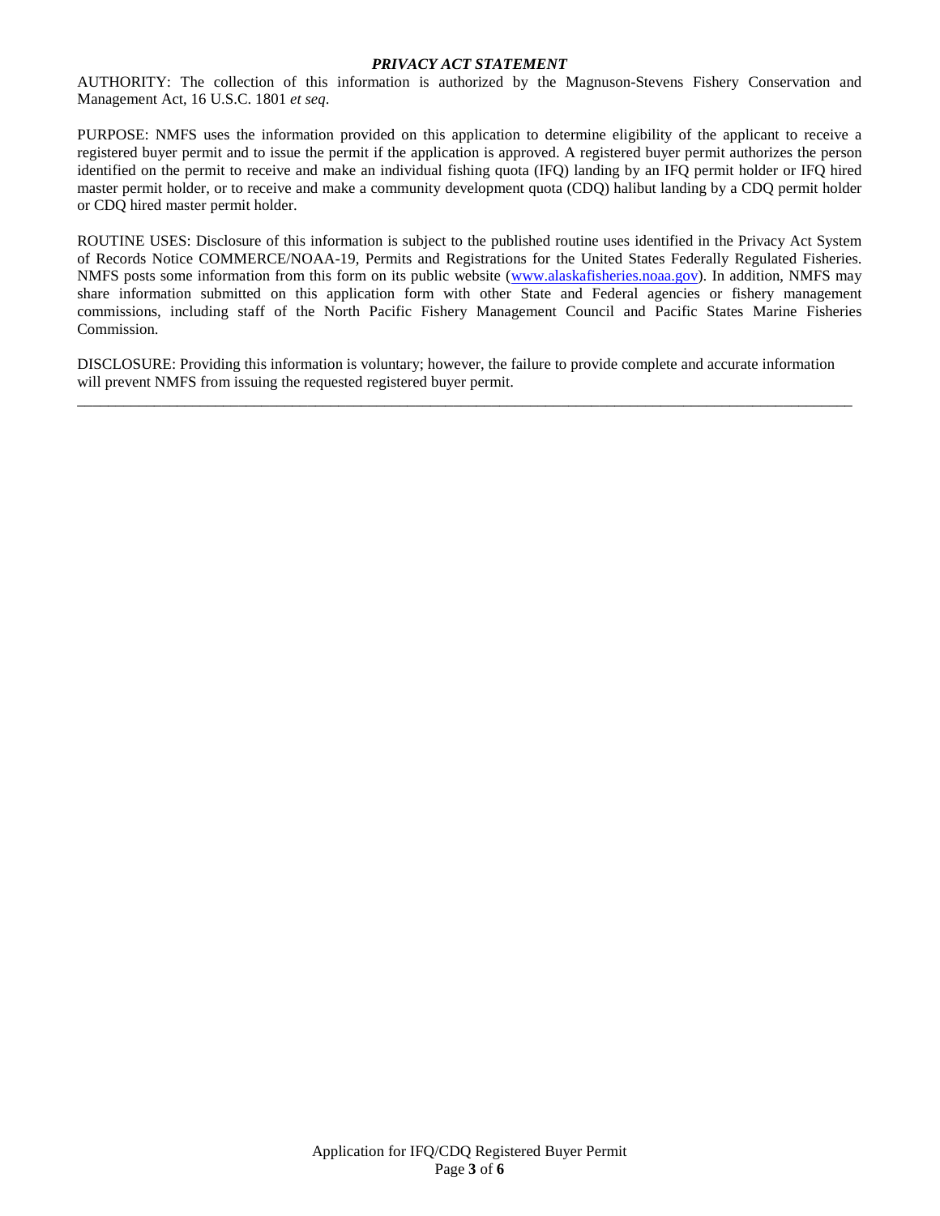## ***PRIVACY ACT STATEMENT***

AUTHORITY: The collection of this information is authorized by the Magnuson-Stevens Fishery Conservation and Management Act, 16 U.S.C. 1801 *et seq*.

PURPOSE: NMFS uses the information provided on this application to determine eligibility of the applicant to receive a registered buyer permit and to issue the permit if the application is approved. A registered buyer permit authorizes the person identified on the permit to receive and make an individual fishing quota (IFQ) landing by an IFQ permit holder or IFQ hired master permit holder, or to receive and make a community development quota (CDQ) halibut landing by a CDQ permit holder or CDQ hired master permit holder.

ROUTINE USES: Disclosure of this information is subject to the published routine uses identified in the Privacy Act System of Records Notice COMMERCE/NOAA-19, Permits and Registrations for the United States Federally Regulated Fisheries. NMFS posts some information from this form on its public website (www.alaskafisheries.noaa.gov). In addition, NMFS may share information submitted on this application form with other State and Federal agencies or fishery management commissions, including staff of the North Pacific Fishery Management Council and Pacific States Marine Fisheries Commission.

DISCLOSURE: Providing this information is voluntary; however, the failure to provide complete and accurate information will prevent NMFS from issuing the requested registered buyer permit.

---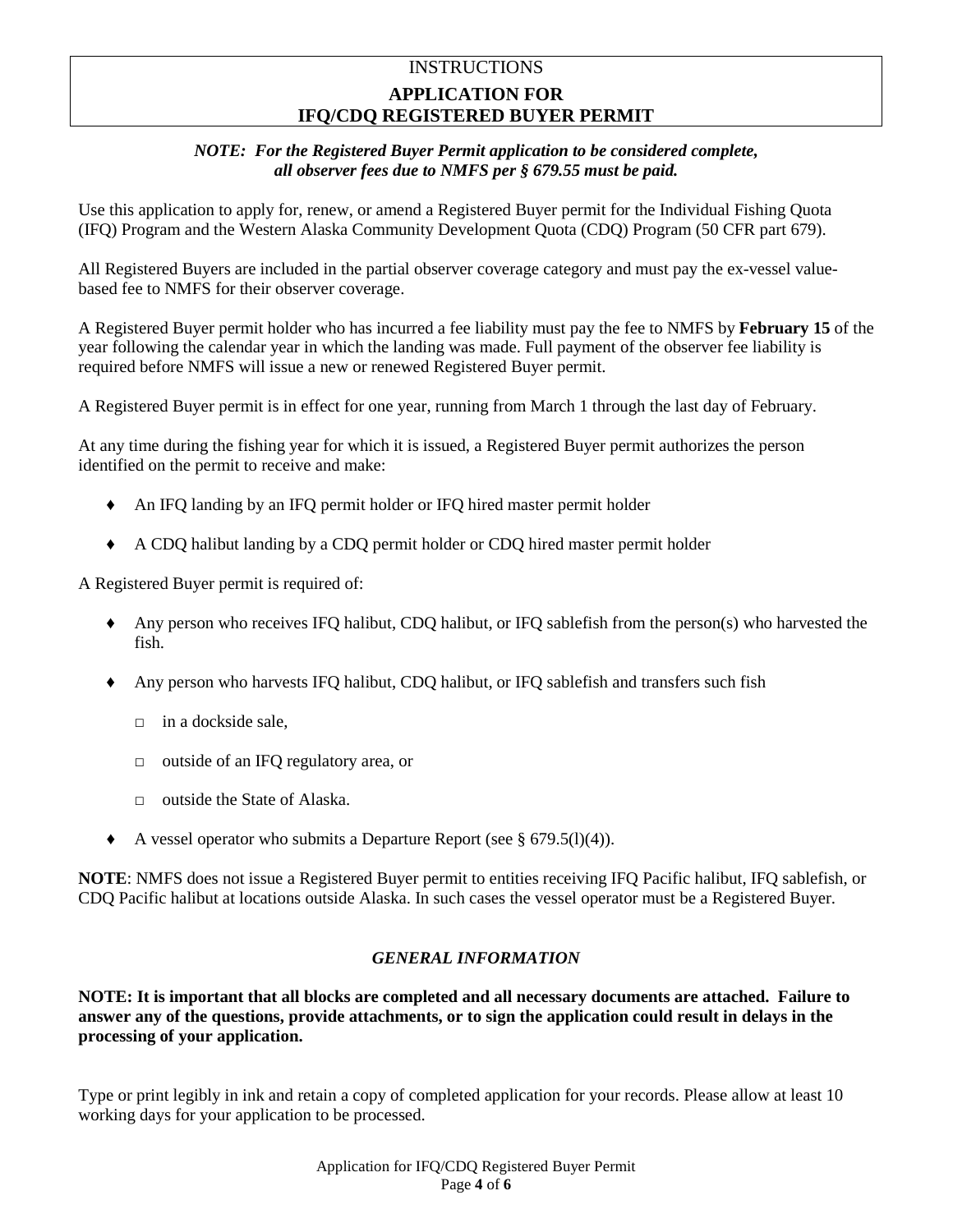# INSTRUCTIONS

## APPLICATION FOR IFQ/CDQ REGISTERED BUYER PERMIT

***NOTE: For the Registered Buyer Permit application to be considered complete, all observer fees due to NMFS per § 679.55 must be paid.***

Use this application to apply for, renew, or amend a Registered Buyer permit for the Individual Fishing Quota (IFQ) Program and the Western Alaska Community Development Quota (CDQ) Program (50 CFR part 679).

All Registered Buyers are included in the partial observer coverage category and must pay the ex-vessel value-based fee to NMFS for their observer coverage.

A Registered Buyer permit holder who has incurred a fee liability must pay the fee to NMFS by **February 15** of the year following the calendar year in which the landing was made. Full payment of the observer fee liability is required before NMFS will issue a new or renewed Registered Buyer permit.

A Registered Buyer permit is in effect for one year, running from March 1 through the last day of February.

At any time during the fishing year for which it is issued, a Registered Buyer permit authorizes the person identified on the permit to receive and make:

- An IFQ landing by an IFQ permit holder or IFQ hired master permit holder
- A CDQ halibut landing by a CDQ permit holder or CDQ hired master permit holder

A Registered Buyer permit is required of:

- Any person who receives IFQ halibut, CDQ halibut, or IFQ sablefish from the person(s) who harvested the fish.
- Any person who harvests IFQ halibut, CDQ halibut, or IFQ sablefish and transfers such fish
  - in a dockside sale,
  - outside of an IFQ regulatory area, or
  - outside the State of Alaska.
- A vessel operator who submits a Departure Report (see § 679.5(l)(4)).

**NOTE**: NMFS does not issue a Registered Buyer permit to entities receiving IFQ Pacific halibut, IFQ sablefish, or CDQ Pacific halibut at locations outside Alaska. In such cases the vessel operator must be a Registered Buyer.

### *GENERAL INFORMATION*

**NOTE: It is important that all blocks are completed and all necessary documents are attached. Failure to answer any of the questions, provide attachments, or to sign the application could result in delays in the processing of your application.**

Type or print legibly in ink and retain a copy of completed application for your records. Please allow at least 10 working days for your application to be processed.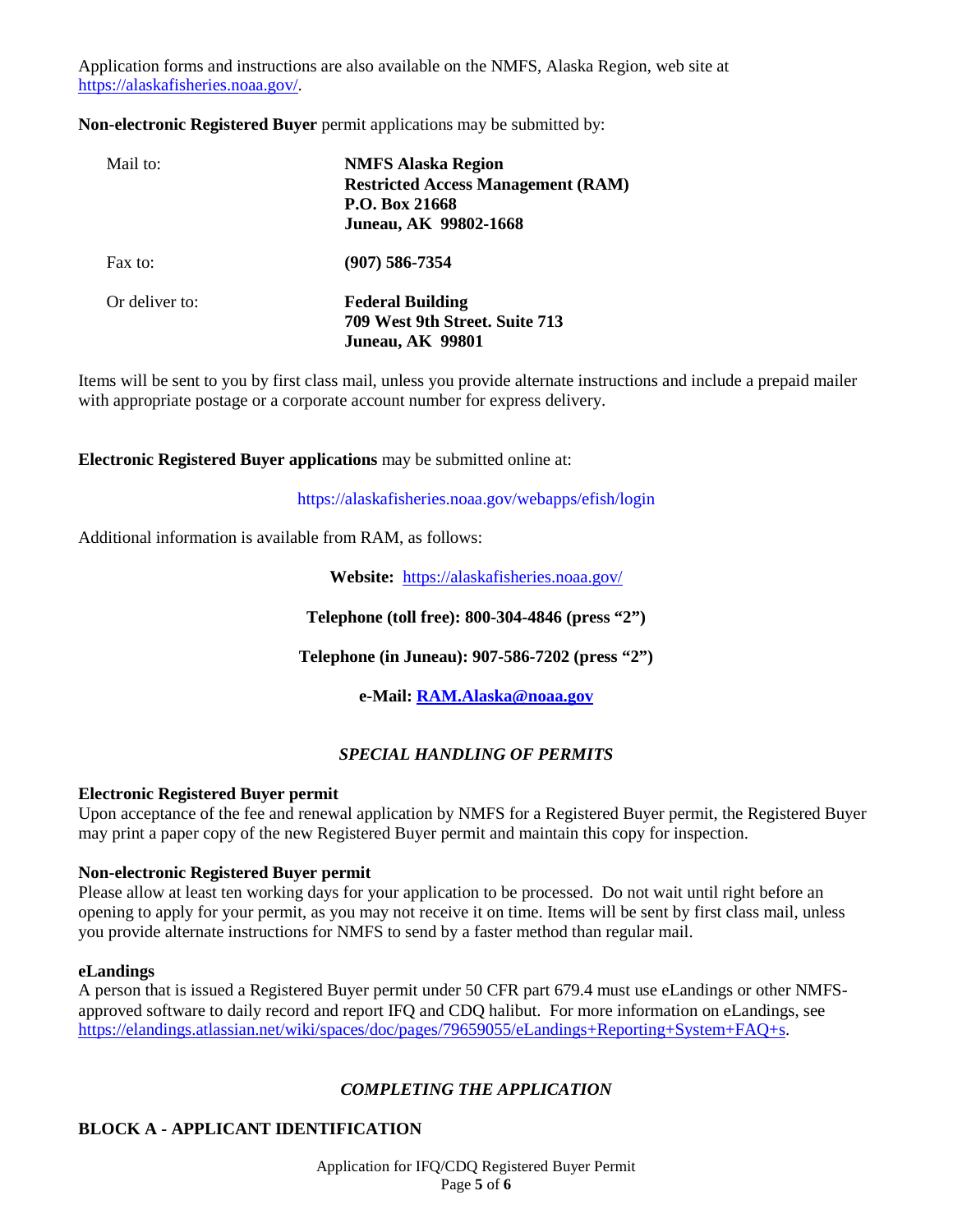Application forms and instructions are also available on the NMFS, Alaska Region, web site at https://alaskafisheries.noaa.gov/.

**Non-electronic Registered Buyer** permit applications may be submitted by:

| | |
|---|---|
| Mail to: | **NMFS Alaska Region**<br>**Restricted Access Management (RAM)**<br>**P.O. Box 21668**<br>**Juneau, AK 99802-1668** |
| Fax to: | **(907) 586-7354** |
| Or deliver to: | **Federal Building**<br>**709 West 9th Street. Suite 713**<br>**Juneau, AK 99801** |

Items will be sent to you by first class mail, unless you provide alternate instructions and include a prepaid mailer with appropriate postage or a corporate account number for express delivery.

**Electronic Registered Buyer applications** may be submitted online at:

https://alaskafisheries.noaa.gov/webapps/efish/login

Additional information is available from RAM, as follows:

**Website:** https://alaskafisheries.noaa.gov/

**Telephone (toll free): 800-304-4846 (press "2")**

**Telephone (in Juneau): 907-586-7202 (press "2")**

**e-Mail: RAM.Alaska@noaa.gov**

## *SPECIAL HANDLING OF PERMITS*

**Electronic Registered Buyer permit**
Upon acceptance of the fee and renewal application by NMFS for a Registered Buyer permit, the Registered Buyer may print a paper copy of the new Registered Buyer permit and maintain this copy for inspection.

**Non-electronic Registered Buyer permit**
Please allow at least ten working days for your application to be processed. Do not wait until right before an opening to apply for your permit, as you may not receive it on time. Items will be sent by first class mail, unless you provide alternate instructions for NMFS to send by a faster method than regular mail.

**eLandings**
A person that is issued a Registered Buyer permit under 50 CFR part 679.4 must use eLandings or other NMFS-approved software to daily record and report IFQ and CDQ halibut. For more information on eLandings, see https://elandings.atlassian.net/wiki/spaces/doc/pages/79659055/eLandings+Reporting+System+FAQ+s.

## *COMPLETING THE APPLICATION*

### BLOCK A - APPLICANT IDENTIFICATION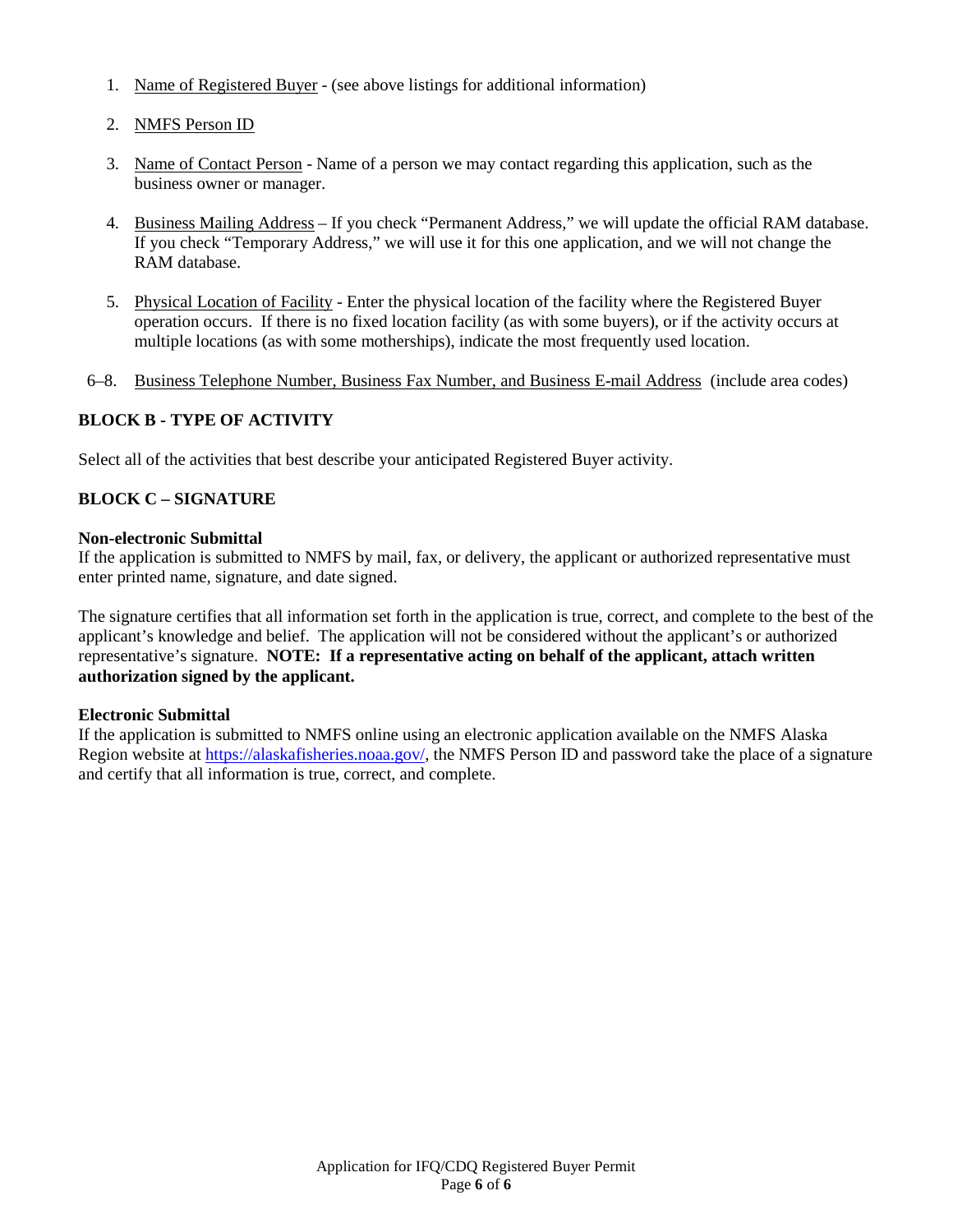1. Name of Registered Buyer - (see above listings for additional information)

2. NMFS Person ID

3. Name of Contact Person - Name of a person we may contact regarding this application, such as the business owner or manager.

4. Business Mailing Address – If you check "Permanent Address," we will update the official RAM database. If you check "Temporary Address," we will use it for this one application, and we will not change the RAM database.

5. Physical Location of Facility - Enter the physical location of the facility where the Registered Buyer operation occurs. If there is no fixed location facility (as with some buyers), or if the activity occurs at multiple locations (as with some motherships), indicate the most frequently used location.

6–8. Business Telephone Number, Business Fax Number, and Business E-mail Address (include area codes)

## BLOCK B - TYPE OF ACTIVITY

Select all of the activities that best describe your anticipated Registered Buyer activity.

## BLOCK C – SIGNATURE

**Non-electronic Submittal**
If the application is submitted to NMFS by mail, fax, or delivery, the applicant or authorized representative must enter printed name, signature, and date signed.

The signature certifies that all information set forth in the application is true, correct, and complete to the best of the applicant's knowledge and belief. The application will not be considered without the applicant's or authorized representative's signature. **NOTE: If a representative acting on behalf of the applicant, attach written authorization signed by the applicant.**

**Electronic Submittal**
If the application is submitted to NMFS online using an electronic application available on the NMFS Alaska Region website at https://alaskafisheries.noaa.gov/, the NMFS Person ID and password take the place of a signature and certify that all information is true, correct, and complete.